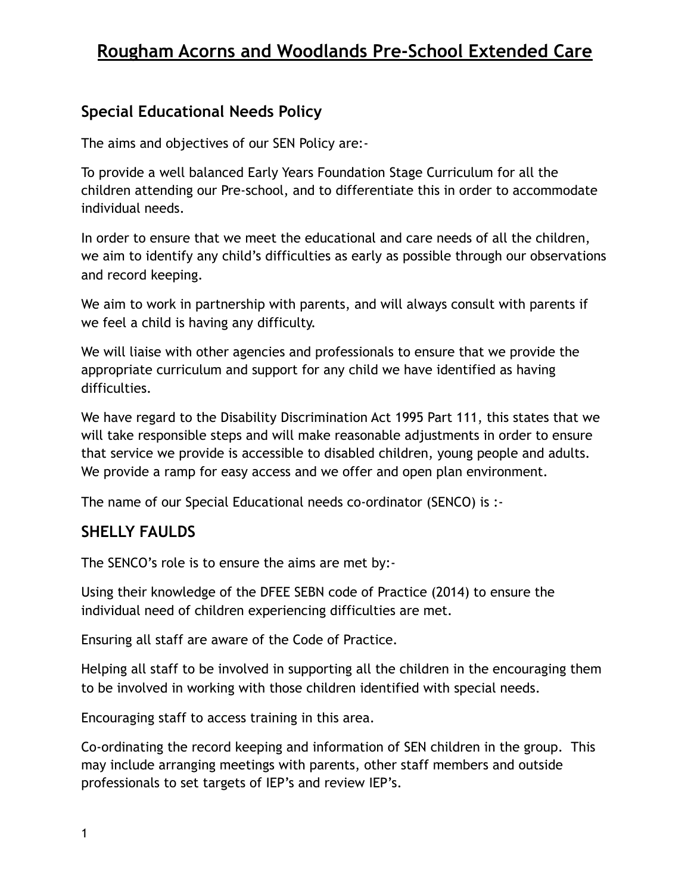# Rougham Acorns and Woodlands Pre-School Extended Care

## Special Educational Needs Policy

The aims and objectives of our SEN Policy are:-

To provide a well balanced Early Years Foundation Stage Curriculum for all the children attending our Pre-school, and to differentiate this in order to accommodate individual needs.

In order to ensure that we meet the educational and care needs of all the children, we aim to identify any child's difficulties as early as possible through our observations and record keeping.

We aim to work in partnership with parents, and will always consult with parents if we feel a child is having any difficulty.

We will liaise with other agencies and professionals to ensure that we provide the appropriate curriculum and support for any child we have identified as having difficulties.

We have regard to the Disability Discrimination Act 1995 Part 111, this states that we will take responsible steps and will make reasonable adjustments in order to ensure that service we provide is accessible to disabled children, young people and adults. We provide a ramp for easy access and we offer and open plan environment.

The name of our Special Educational needs co-ordinator (SENCO) is :-

## SHELLY FAULDS

The SENCO's role is to ensure the aims are met by:-

Using their knowledge of the DFEE SEBN code of Practice (2014) to ensure the individual need of children experiencing difficulties are met.

Ensuring all staff are aware of the Code of Practice.

Helping all staff to be involved in supporting all the children in the encouraging them to be involved in working with those children identified with special needs.

Encouraging staff to access training in this area.

Co-ordinating the record keeping and information of SEN children in the group. This may include arranging meetings with parents, other staff members and outside professionals to set targets of IEP's and review IEP's.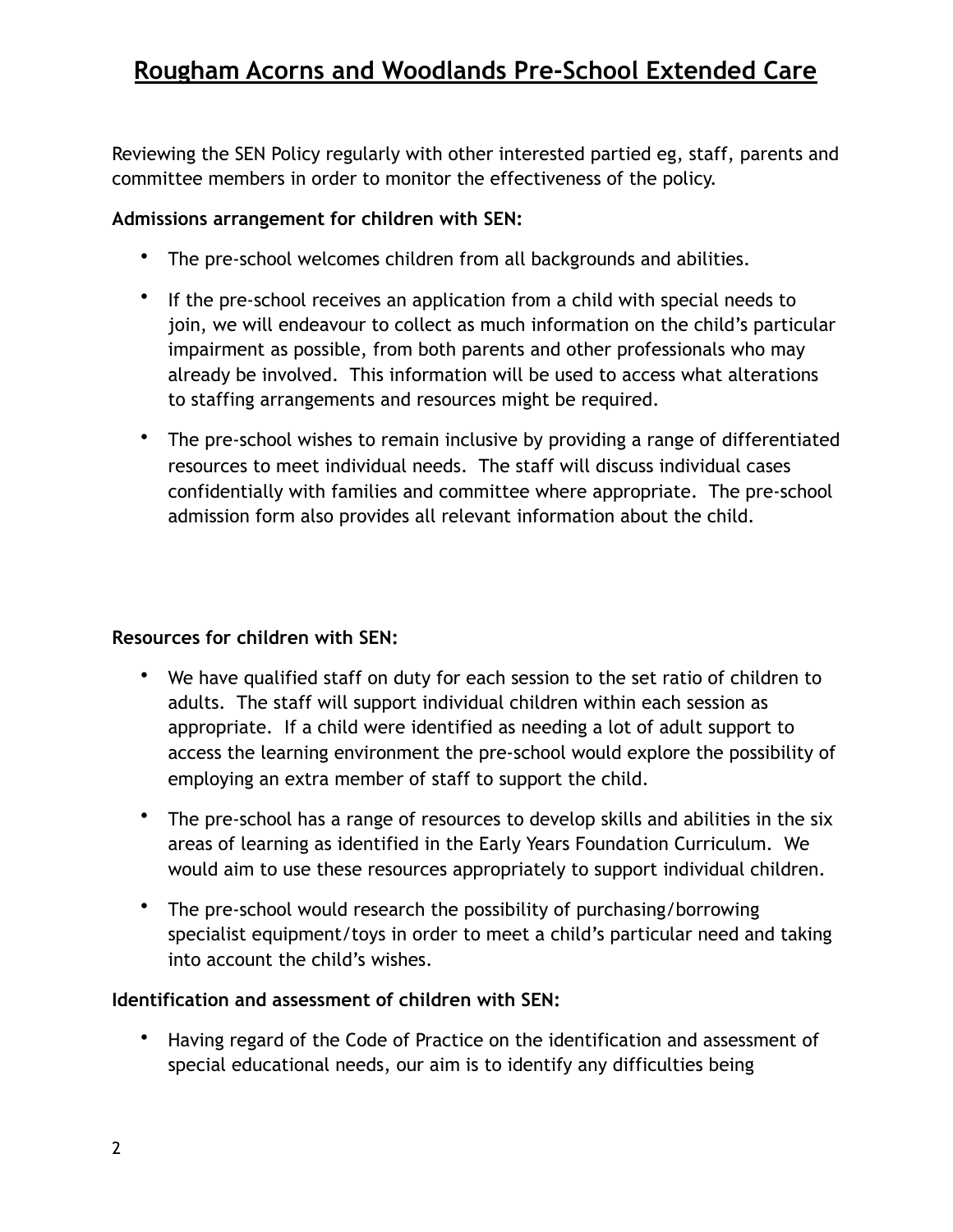Reviewing the SEN Policy regularly with other interested partied eg, staff, parents and committee members in order to monitor the effectiveness of the policy.

**Admissions arrangement for children with SEN:**

- The pre-school welcomes children from all backgrounds and abilities.
- If the pre-school receives an application from a child with special needs to join, we will endeavour to collect as much information on the child's particular impairment as possible, from both parents and other professionals who may already be involved. This information will be used to access what alterations to staffing arrangements and resources might be required.
- The pre-school wishes to remain inclusive by providing a range of differentiated resources to meet individual needs. The staff will discuss individual cases confidentially with families and committee where appropriate. The pre-school admission form also provides all relevant information about the child.

**Resources for children with SEN:**

- We have qualified staff on duty for each session to the set ratio of children to adults. The staff will support individual children within each session as appropriate. If a child were identified as needing a lot of adult support to access the learning environment the pre-school would explore the possibility of employing an extra member of staff to support the child.
- The pre-school has a range of resources to develop skills and abilities in the six areas of learning as identified in the Early Years Foundation Curriculum. We would aim to use these resources appropriately to support individual children.
- The pre-school would research the possibility of purchasing/borrowing specialist equipment/toys in order to meet a child's particular need and taking into account the child's wishes.

**Identification and assessment of children with SEN:**

- Having regard of the Code of Practice on the identification and assessment of special educational needs, our aim is to identify any difficulties being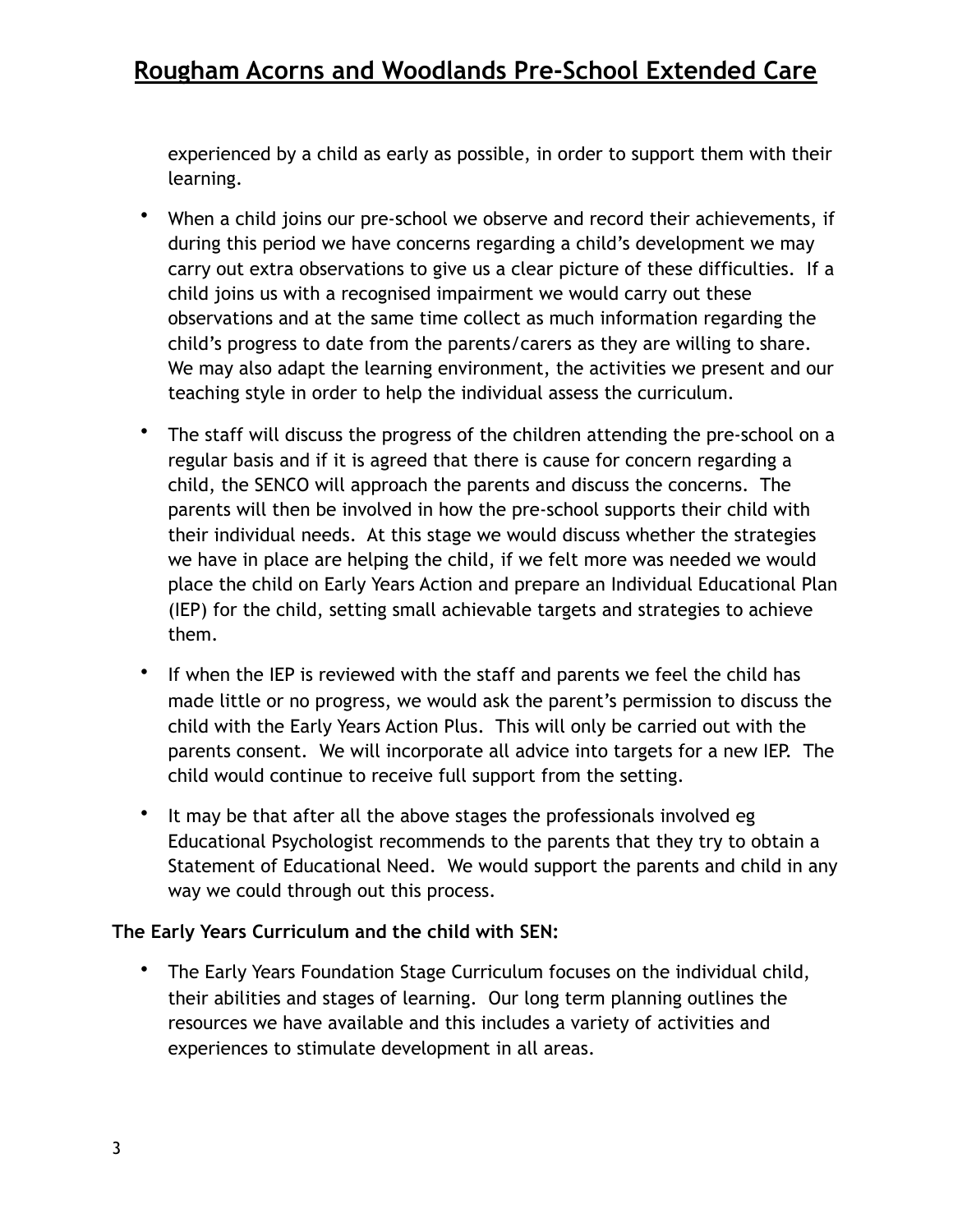experienced by a child as early as possible, in order to support them with their learning.

- When a child joins our pre-school we observe and record their achievements, if during this period we have concerns regarding a child's development we may carry out extra observations to give us a clear picture of these difficulties. If a child joins us with a recognised impairment we would carry out these observations and at the same time collect as much information regarding the child's progress to date from the parents/carers as they are willing to share. We may also adapt the learning environment, the activities we present and our teaching style in order to help the individual assess the curriculum.
- The staff will discuss the progress of the children attending the pre-school on a regular basis and if it is agreed that there is cause for concern regarding a child, the SENCO will approach the parents and discuss the concerns. The parents will then be involved in how the pre-school supports their child with their individual needs. At this stage we would discuss whether the strategies we have in place are helping the child, if we felt more was needed we would place the child on Early Years Action and prepare an Individual Educational Plan (IEP) for the child, setting small achievable targets and strategies to achieve them.
- If when the IEP is reviewed with the staff and parents we feel the child has made little or no progress, we would ask the parent's permission to discuss the child with the Early Years Action Plus. This will only be carried out with the parents consent. We will incorporate all advice into targets for a new IEP. The child would continue to receive full support from the setting.
- It may be that after all the above stages the professionals involved eg Educational Psychologist recommends to the parents that they try to obtain a Statement of Educational Need. We would support the parents and child in any way we could through out this process.

**The Early Years Curriculum and the child with SEN:**

- The Early Years Foundation Stage Curriculum focuses on the individual child, their abilities and stages of learning. Our long term planning outlines the resources we have available and this includes a variety of activities and experiences to stimulate development in all areas.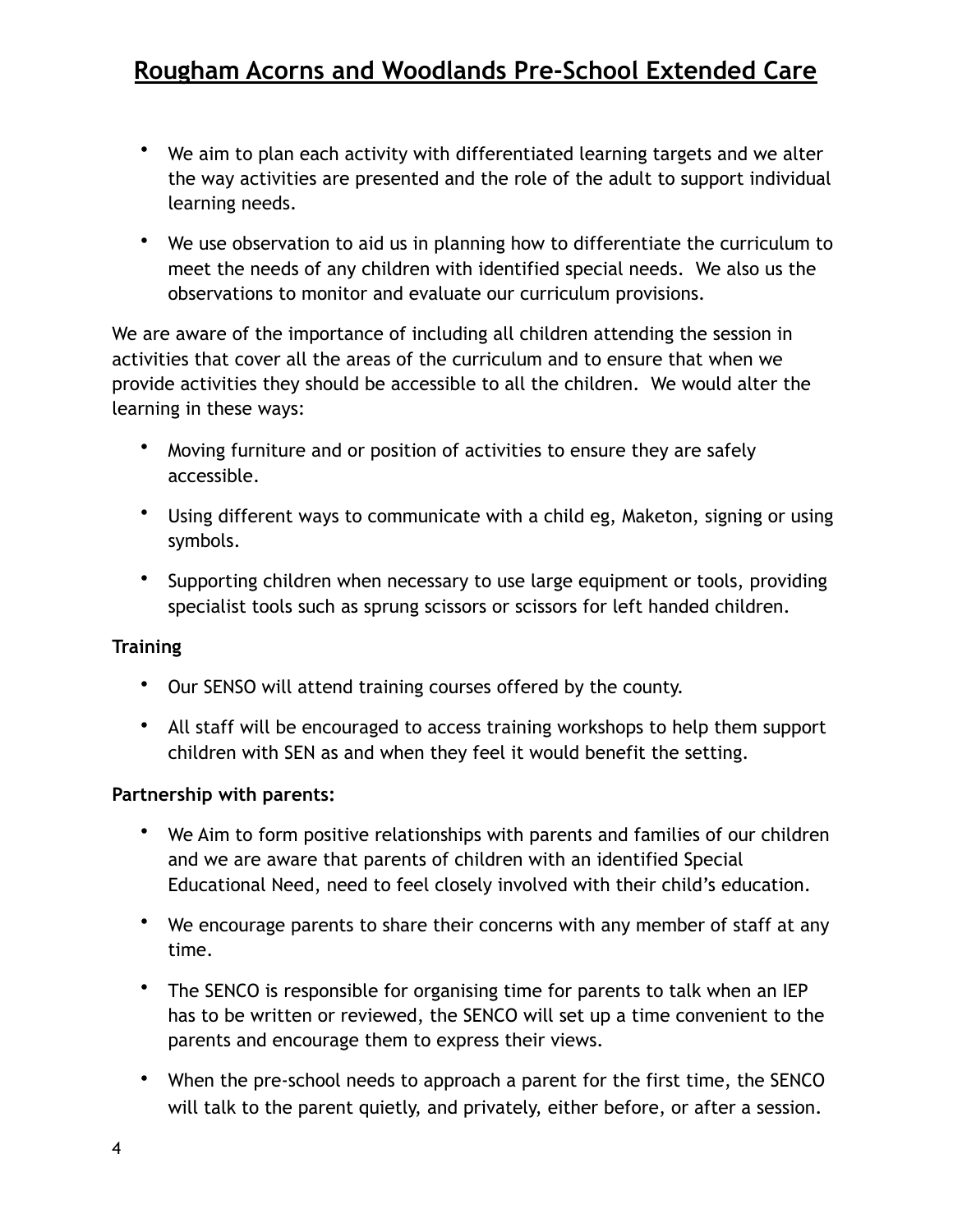- We aim to plan each activity with differentiated learning targets and we alter the way activities are presented and the role of the adult to support individual learning needs.
- We use observation to aid us in planning how to differentiate the curriculum to meet the needs of any children with identified special needs. We also us the observations to monitor and evaluate our curriculum provisions.

We are aware of the importance of including all children attending the session in activities that cover all the areas of the curriculum and to ensure that when we provide activities they should be accessible to all the children. We would alter the learning in these ways:

- Moving furniture and or position of activities to ensure they are safely accessible.
- Using different ways to communicate with a child eg, Maketon, signing or using symbols.
- Supporting children when necessary to use large equipment or tools, providing specialist tools such as sprung scissors or scissors for left handed children.

**Training**

- Our SENSO will attend training courses offered by the county.
- All staff will be encouraged to access training workshops to help them support children with SEN as and when they feel it would benefit the setting.

**Partnership with parents:**

- We Aim to form positive relationships with parents and families of our children and we are aware that parents of children with an identified Special Educational Need, need to feel closely involved with their child's education.
- We encourage parents to share their concerns with any member of staff at any time.
- The SENCO is responsible for organising time for parents to talk when an IEP has to be written or reviewed, the SENCO will set up a time convenient to the parents and encourage them to express their views.
- When the pre-school needs to approach a parent for the first time, the SENCO will talk to the parent quietly, and privately, either before, or after a session.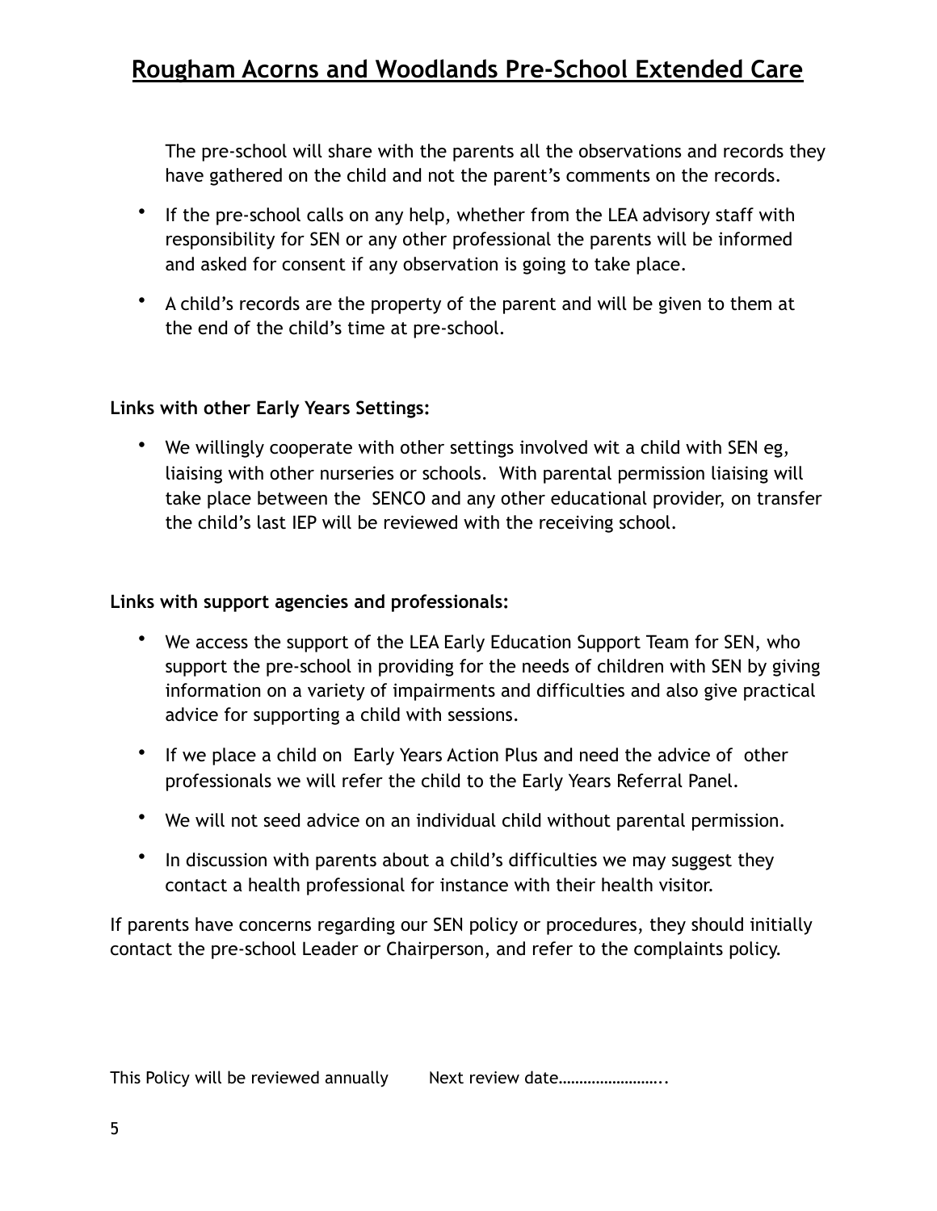The pre-school will share with the parents all the observations and records they have gathered on the child and not the parent's comments on the records.

- If the pre-school calls on any help, whether from the LEA advisory staff with responsibility for SEN or any other professional the parents will be informed and asked for consent if any observation is going to take place.
- A child's records are the property of the parent and will be given to them at the end of the child's time at pre-school.

**Links with other Early Years Settings:**

- We willingly cooperate with other settings involved wit a child with SEN eg, liaising with other nurseries or schools. With parental permission liaising will take place between the SENCO and any other educational provider, on transfer the child's last IEP will be reviewed with the receiving school.

**Links with support agencies and professionals:**

- We access the support of the LEA Early Education Support Team for SEN, who support the pre-school in providing for the needs of children with SEN by giving information on a variety of impairments and difficulties and also give practical advice for supporting a child with sessions.
- If we place a child on Early Years Action Plus and need the advice of other professionals we will refer the child to the Early Years Referral Panel.
- We will not seed advice on an individual child without parental permission.
- In discussion with parents about a child's difficulties we may suggest they contact a health professional for instance with their health visitor.

If parents have concerns regarding our SEN policy or procedures, they should initially contact the pre-school Leader or Chairperson, and refer to the complaints policy.

This Policy will be reviewed annually      Next review date……………………..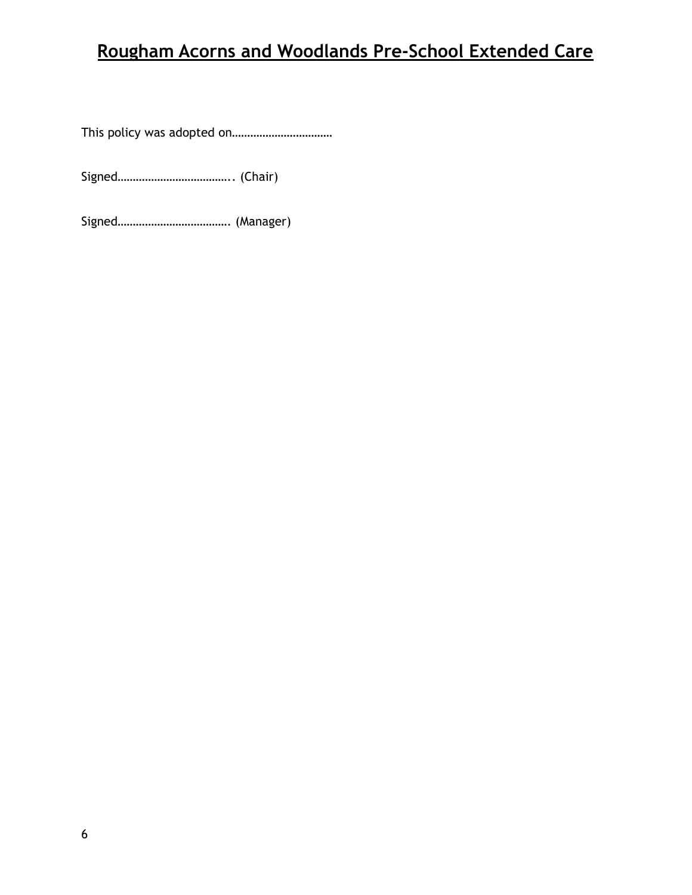# Rougham Acorns and Woodlands Pre-School Extended Care

This policy was adopted on……………………………

Signed……………………………….. (Chair)

Signed………………………………. (Manager)